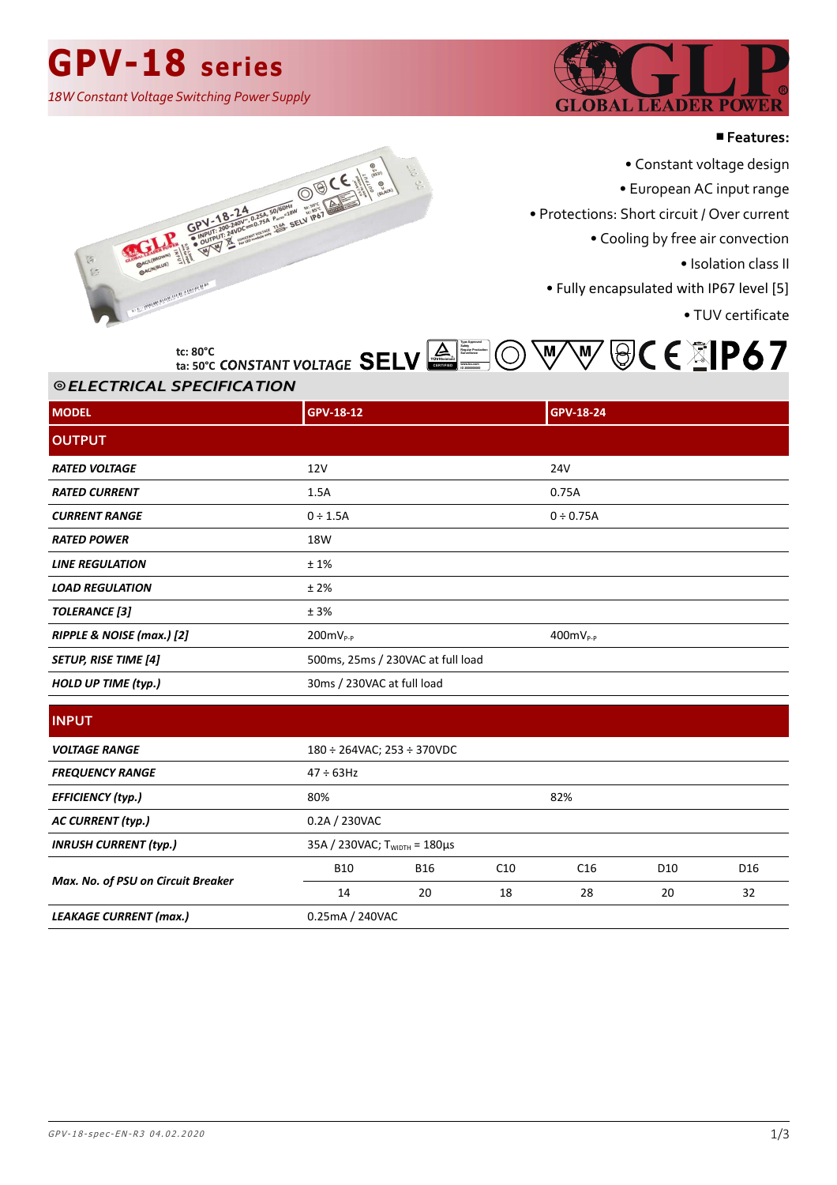# GPV-18 series

*18W Constant Voltage Switching Power Supply*

GLOBAL LEADER POWER

**Features:**

- Constant voltage design
- European AC input range
- Protections: Short circuit / Over current
- Cooling by free air convection
- Isolation class II
- Fully encapsulated with IP67 level [5]
- TUV certificate

tc: 80°C
ta: 50°C CONSTANT VOLTAGE SELV IP67

## ELECTRICAL SPECIFICATION

| MODEL | GPV-18-12 | | | GPV-18-24 | | |
|---|---|---|---|---|---|---|
| **OUTPUT** | | | | | | |
| *RATED VOLTAGE* | 12V | | | 24V | | |
| *RATED CURRENT* | 1.5A | | | 0.75A | | |
| *CURRENT RANGE* | 0 ÷ 1.5A | | | 0 ÷ 0.75A | | |
| *RATED POWER* | 18W | | | | | |
| *LINE REGULATION* | ± 1% | | | | | |
| *LOAD REGULATION* | ± 2% | | | | | |
| *TOLERANCE [3]* | ± 3% | | | | | |
| *RIPPLE & NOISE (max.) [2]* | $200mV_{P-P}$ | | | $400mV_{P-P}$ | | |
| *SETUP, RISE TIME [4]* | 500ms, 25ms / 230VAC at full load | | | | | |
| *HOLD UP TIME (typ.)* | 30ms / 230VAC at full load | | | | | |
| **INPUT** | | | | | | |
| *VOLTAGE RANGE* | 180 ÷ 264VAC; 253 ÷ 370VDC | | | | | |
| *FREQUENCY RANGE* | 47 ÷ 63Hz | | | | | |
| *EFFICIENCY (typ.)* | 80% | | | 82% | | |
| *AC CURRENT (typ.)* | 0.2A / 230VAC | | | | | |
| *INRUSH CURRENT (typ.)* | 35A / 230VAC; $T_{WIDTH}$ = 180µs | | | | | |
| *Max. No. of PSU on Circuit Breaker* | B10 | B16 | C10 | C16 | D10 | D16 |
| | 14 | 20 | 18 | 28 | 20 | 32 |
| *LEAKAGE CURRENT (max.)* | 0.25mA / 240VAC | | | | | |

GPV-18-spec-EN-R3 04.02.2020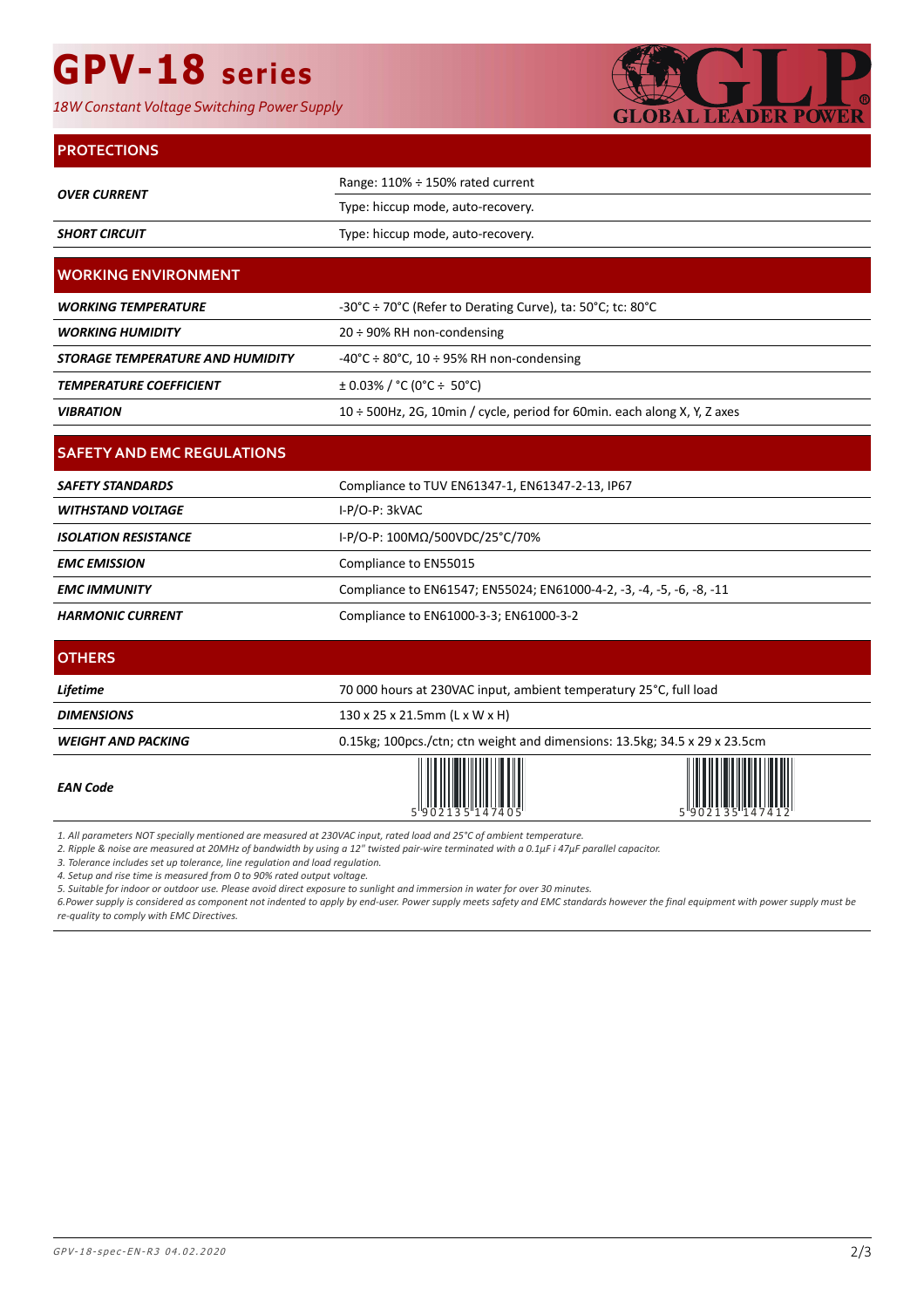# GPV-18 series

*18W Constant Voltage Switching Power Supply*

## PROTECTIONS

| | |
|---|---|
| ***OVER CURRENT*** | Range: 110% ÷ 150% rated current |
| | Type: hiccup mode, auto-recovery. |
| ***SHORT CIRCUIT*** | Type: hiccup mode, auto-recovery. |

## WORKING ENVIRONMENT

| | |
|---|---|
| ***WORKING TEMPERATURE*** | -30°C ÷ 70°C (Refer to Derating Curve), ta: 50°C; tc: 80°C |
| ***WORKING HUMIDITY*** | 20 ÷ 90% RH non-condensing |
| ***STORAGE TEMPERATURE AND HUMIDITY*** | -40°C ÷ 80°C, 10 ÷ 95% RH non-condensing |
| ***TEMPERATURE COEFFICIENT*** | ± 0.03% / °C (0°C ÷ 50°C) |
| ***VIBRATION*** | 10 ÷ 500Hz, 2G, 10min / cycle, period for 60min. each along X, Y, Z axes |

## SAFETY AND EMC REGULATIONS

| | |
|---|---|
| ***SAFETY STANDARDS*** | Compliance to TUV EN61347-1, EN61347-2-13, IP67 |
| ***WITHSTAND VOLTAGE*** | I-P/O-P: 3kVAC |
| ***ISOLATION RESISTANCE*** | I-P/O-P: 100MΩ/500VDC/25°C/70% |
| ***EMC EMISSION*** | Compliance to EN55015 |
| ***EMC IMMUNITY*** | Compliance to EN61547; EN55024; EN61000-4-2, -3, -4, -5, -6, -8, -11 |
| ***HARMONIC CURRENT*** | Compliance to EN61000-3-3; EN61000-3-2 |

## OTHERS

| | | |
|---|---|---|
| ***Lifetime*** | 70 000 hours at 230VAC input, ambient temperatury 25°C, full load | |
| ***DIMENSIONS*** | 130 x 25 x 21.5mm (L x W x H) | |
| ***WEIGHT AND PACKING*** | 0.15kg; 100pcs./ctn; ctn weight and dimensions: 13.5kg; 34.5 x 29 x 23.5cm | |
| ***EAN Code*** | 5902135147405 | 5902135147412 |

*1. All parameters NOT specially mentioned are measured at 230VAC input, rated load and 25°C of ambient temperature.*
*2. Ripple & noise are measured at 20MHz of bandwidth by using a 12" twisted pair-wire terminated with a 0.1µF i 47µF parallel capacitor.*
*3. Tolerance includes set up tolerance, line regulation and load regulation.*
*4. Setup and rise time is measured from 0 to 90% rated output voltage.*
*5. Suitable for indoor or outdoor use. Please avoid direct exposure to sunlight and immersion in water for over 30 minutes.*
*6.Power supply is considered as component not indented to apply by end-user. Power supply meets safety and EMC standards however the final equipment with power supply must be re-quality to comply with EMC Directives.*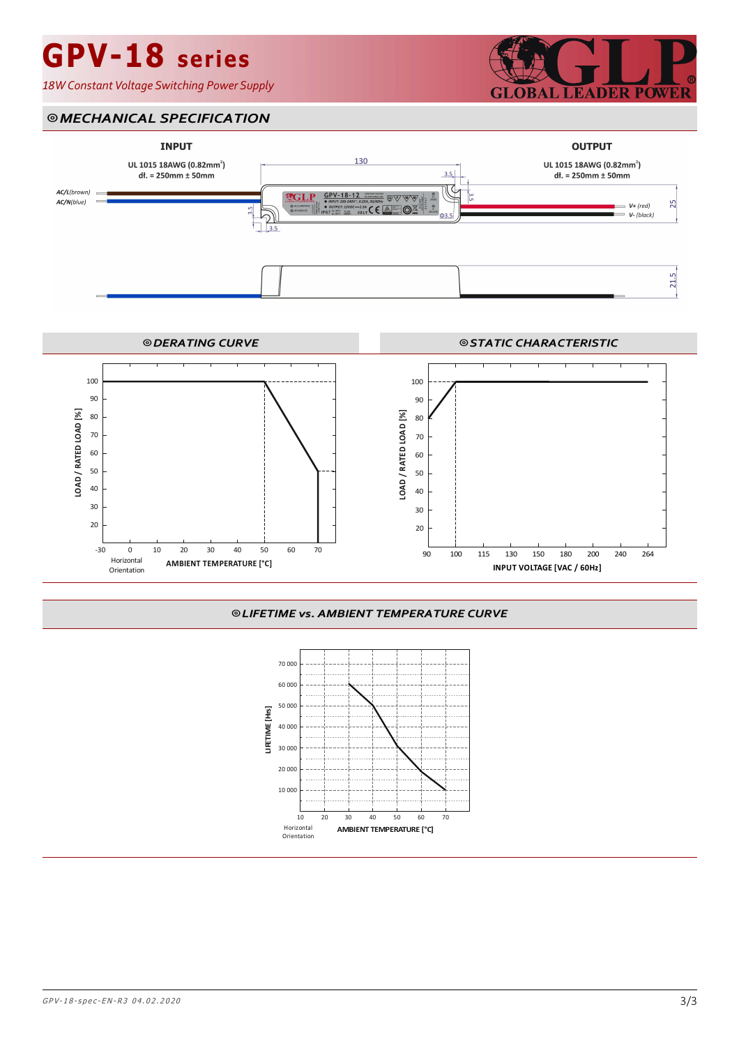# GPV-18 series

*18W Constant Voltage Switching Power Supply*

GLOBAL LEADER POWER

## MECHANICAL SPECIFICATION

**INPUT**

**UL 1015 18AWG (0.82mm²)**
**dł. = 250mm ± 50mm**

*AC/L(brown)*
*AC/N(blue)*

130

3.5

3.5

3.5

Ø3.5

**OUTPUT**

**UL 1015 18AWG (0.82mm²)**
**dł. = 250mm ± 50mm**

*V+ (red)*
*V- (black)*

25

21.5

## DERATING CURVE

LOAD / RATED LOAD [%]

100
90
80
70
60
50
40
30
20

-30 0 10 20 30 40 50 60 70

Horizontal Orientation

AMBIENT TEMPERATURE [°C]

## STATIC CHARACTERISTIC

LOAD / RATED LOAD [%]

100
90
80
70
60
50
40
30
20

90 100 115 130 150 180 200 240 264

INPUT VOLTAGE [VAC / 60Hz]

## LIFETIME vs. AMBIENT TEMPERATURE CURVE

LIFETIME [Hrs]

70 000
60 000
50 000
40 000
30 000
20 000
10 000

10 20 30 40 50 60 70

Horizontal Orientation

AMBIENT TEMPERATURE [°C]

*GPV-18-spec-EN-R3 04.02.2020*